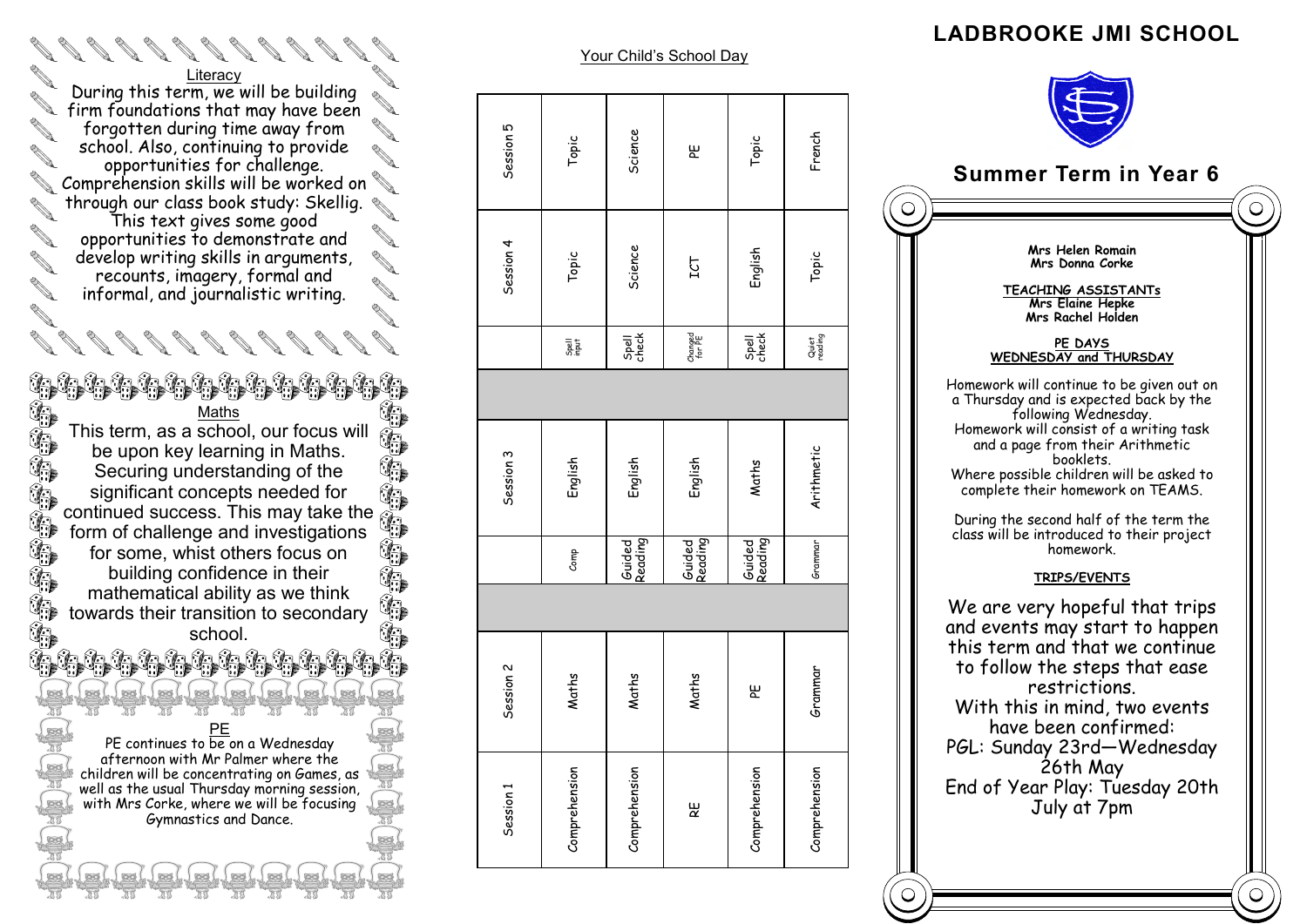### Literacy

During this term, we will be building firm foundations that may have been forgotten during time away from school. Also, continuing to provide opportunities for challenge. Comprehension skills will be worked on through our class book study: Skellig. This text gives some good opportunities to demonstrate and develop writing skills in arguments, recounts, imagery, formal and informal, and journalistic writing.

### Maths

This term, as a school, our focus will be upon key learning in Maths. Securing understanding of the significant concepts needed for continued success. This may take the form of challenge and investigations for some, whist others focus on building confidence in their mathematical ability as we think towards their transition to secondary school.

### PE

PE continues to be on a Wednesday afternoon with Mr Palmer where the children will be concentrating on Games, as well as the usual Thursday morning session, with Mrs Corke, where we will be focusing Gymnastics and Dance.

## Your Child's School Day

| Session 1 | Session 2 | | Session 3 | | Session 4 | Session 5 |
|---|---|---|---|---|---|---|
| Comprehension | Maths | Comp | English | Spell input | Topic | Topic |
| Comprehension | Maths | Guided Reading | English | Spell check | Science | Science |
| RE | Maths | Guided Reading | English | Changed for PE | ICT | PE |
| Comprehension | PE | Guided Reading | Maths | Spell check | English | Topic |
| Comprehension | Grammar | Grammar | Arithmetic | Quiet reading | Topic | French |

# LADBROOKE JMI SCHOOL

## Summer Term in Year 6

**Mrs Helen Romain**
**Mrs Donna Corke**

**TEACHING ASSISTANTs**
**Mrs Elaine Hepke**
**Mrs Rachel Holden**

**PE DAYS**
**WEDNESDAY and THURSDAY**

Homework will continue to be given out on a Thursday and is expected back by the following Wednesday.
Homework will consist of a writing task and a page from their Arithmetic booklets.
Where possible children will be asked to complete their homework on TEAMS.

During the second half of the term the class will be introduced to their project homework.

**TRIPS/EVENTS**

We are very hopeful that trips and events may start to happen this term and that we continue to follow the steps that ease restrictions.
With this in mind, two events have been confirmed:
PGL: Sunday 23rd—Wednesday 26th May
End of Year Play: Tuesday 20th July at 7pm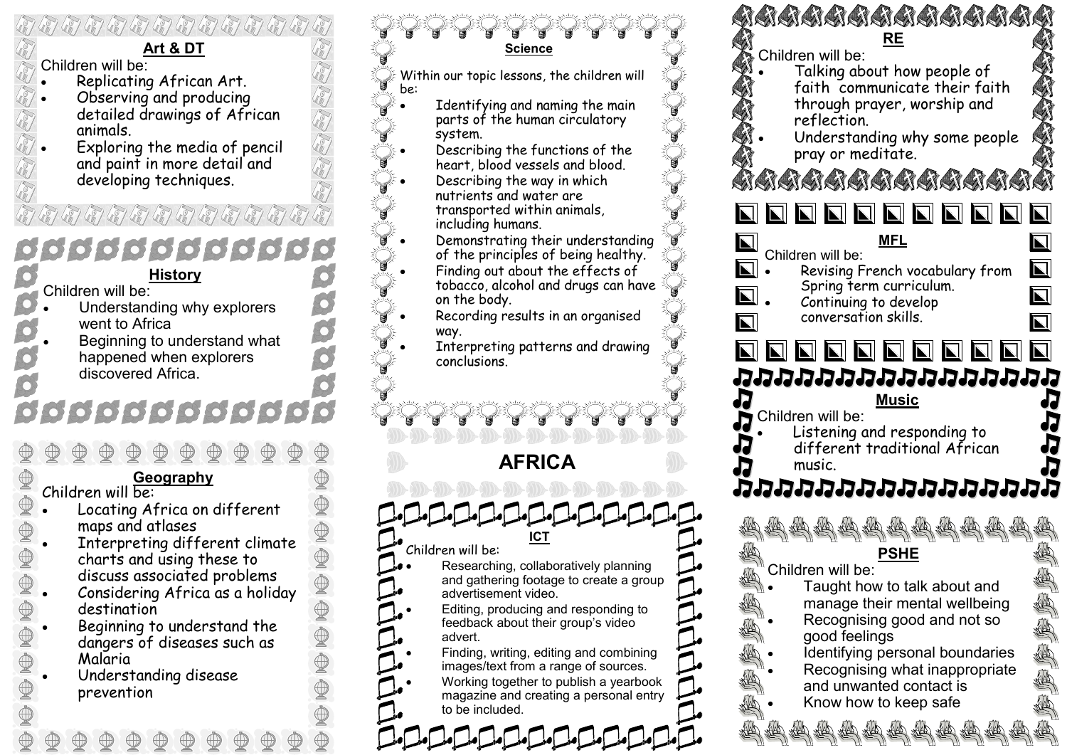## Art & DT

Children will be:

- Replicating African Art.
- Observing and producing detailed drawings of African animals.
- Exploring the media of pencil and paint in more detail and developing techniques.

## History

Children will be:

- Understanding why explorers went to Africa
- Beginning to understand what happened when explorers discovered Africa.

## Geography

Children will be:

- Locating Africa on different maps and atlases
- Interpreting different climate charts and using these to discuss associated problems
- Considering Africa as a holiday destination
- Beginning to understand the dangers of diseases such as Malaria
- Understanding disease prevention

## Science

Within our topic lessons, the children will be:

- Identifying and naming the main parts of the human circulatory system.
- Describing the functions of the heart, blood vessels and blood.
- Describing the way in which nutrients and water are transported within animals, including humans.
- Demonstrating their understanding of the principles of being healthy.
- Finding out about the effects of tobacco, alcohol and drugs can have on the body.
- Recording results in an organised way.
- Interpreting patterns and drawing conclusions.

# AFRICA

## ICT

Children will be:

- Researching, collaboratively planning and gathering footage to create a group advertisement video.
- Editing, producing and responding to feedback about their group's video advert.
- Finding, writing, editing and combining images/text from a range of sources.
- Working together to publish a yearbook magazine and creating a personal entry to be included.

## RE

Children will be:

- Talking about how people of faith communicate their faith through prayer, worship and reflection.
- Understanding why some people pray or meditate.

## MFL

Children will be:

- Revising French vocabulary from Spring term curriculum.
- Continuing to develop conversation skills.

## Music

Children will be:

- Listening and responding to different traditional African music.

## PSHE

Children will be:

- Taught how to talk about and manage their mental wellbeing
- Recognising good and not so good feelings
- Identifying personal boundaries
- Recognising what inappropriate and unwanted contact is
- Know how to keep safe